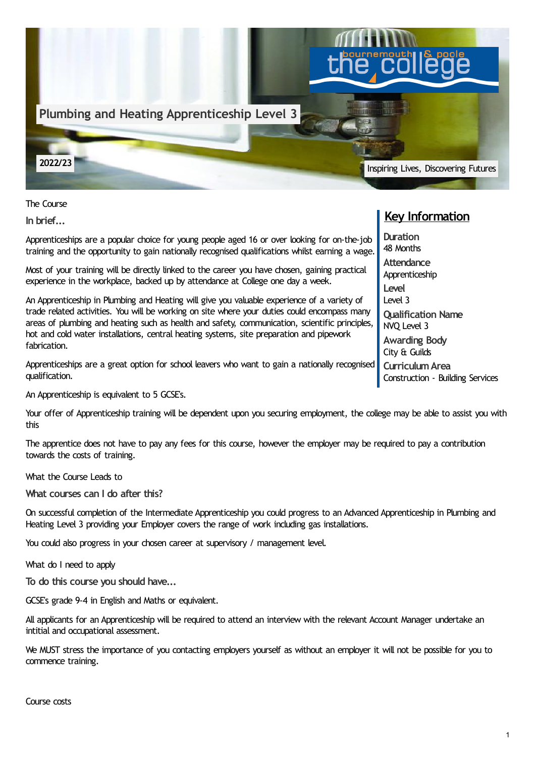# Plumbing and Heating Apprenticeship Level 3

2022/23

Inspiring Lives, Discovering Futures

## Key Information

**Duration**
48 Months

**Attendance**
Apprenticeship

**Level**
Level 3

**Qualification Name**
NVQ Level 3

**Awarding Body**
City & Guilds

**Curriculum Area**
Construction - Building Services

The Course

### In brief...

Apprenticeships are a popular choice for young people aged 16 or over looking for on-the-job training and the opportunity to gain nationally recognised qualifications whilst earning a wage.

Most of your training will be directly linked to the career you have chosen, gaining practical experience in the workplace, backed up by attendance at College one day a week.

An Apprenticeship in Plumbing and Heating will give you valuable experience of a variety of trade related activities. You will be working on site where your duties could encompass many areas of plumbing and heating such as health and safety, communication, scientific principles, hot and cold water installations, central heating systems, site preparation and pipework fabrication.

Apprenticeships are a great option for school leavers who want to gain a nationally recognised qualification.

An Apprenticeship is equivalent to 5 GCSE's.

Your offer of Apprenticeship training will be dependent upon you securing employment, the college may be able to assist you with this

The apprentice does not have to pay any fees for this course, however the employer may be required to pay a contribution towards the costs of training.

What the Course Leads to

### What courses can I do after this?

On successful completion of the Intermediate Apprenticeship you could progress to an Advanced Apprenticeship in Plumbing and Heating Level 3 providing your Employer covers the range of work including gas installations.

You could also progress in your chosen career at supervisory / management level.

What do I need to apply

### To do this course you should have...

GCSE's grade 9-4 in English and Maths or equivalent.

All applicants for an Apprenticeship will be required to attend an interview with the relevant Account Manager undertake an initial and occupational assessment.

We MUST stress the importance of you contacting employers yourself as without an employer it will not be possible for you to commence training.

Course costs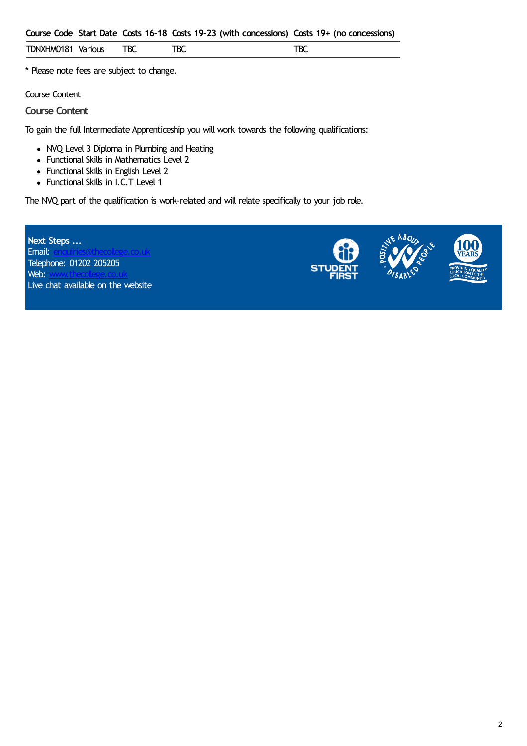| Course Code | Start Date | Costs 16-18 | Costs 19-23 (with concessions) | Costs 19+ (no concessions) |
|---|---|---|---|---|
| TDNXHM0181 | Various | TBC | TBC | TBC |

* Please note fees are subject to change.

Course Content

## Course Content

To gain the full Intermediate Apprenticeship you will work towards the following qualifications:

- NVQ Level 3 Diploma in Plumbing and Heating
- Functional Skills in Mathematics Level 2
- Functional Skills in English Level 2
- Functional Skills in I.C.T Level 1

The NVQ part of the qualification is work-related and will relate specifically to your job role.

**Next Steps ...**
Email: enquiries@thecollege.co.uk
Telephone: 01202 205205
Web: www.thecollege.co.uk
Live chat available on the website